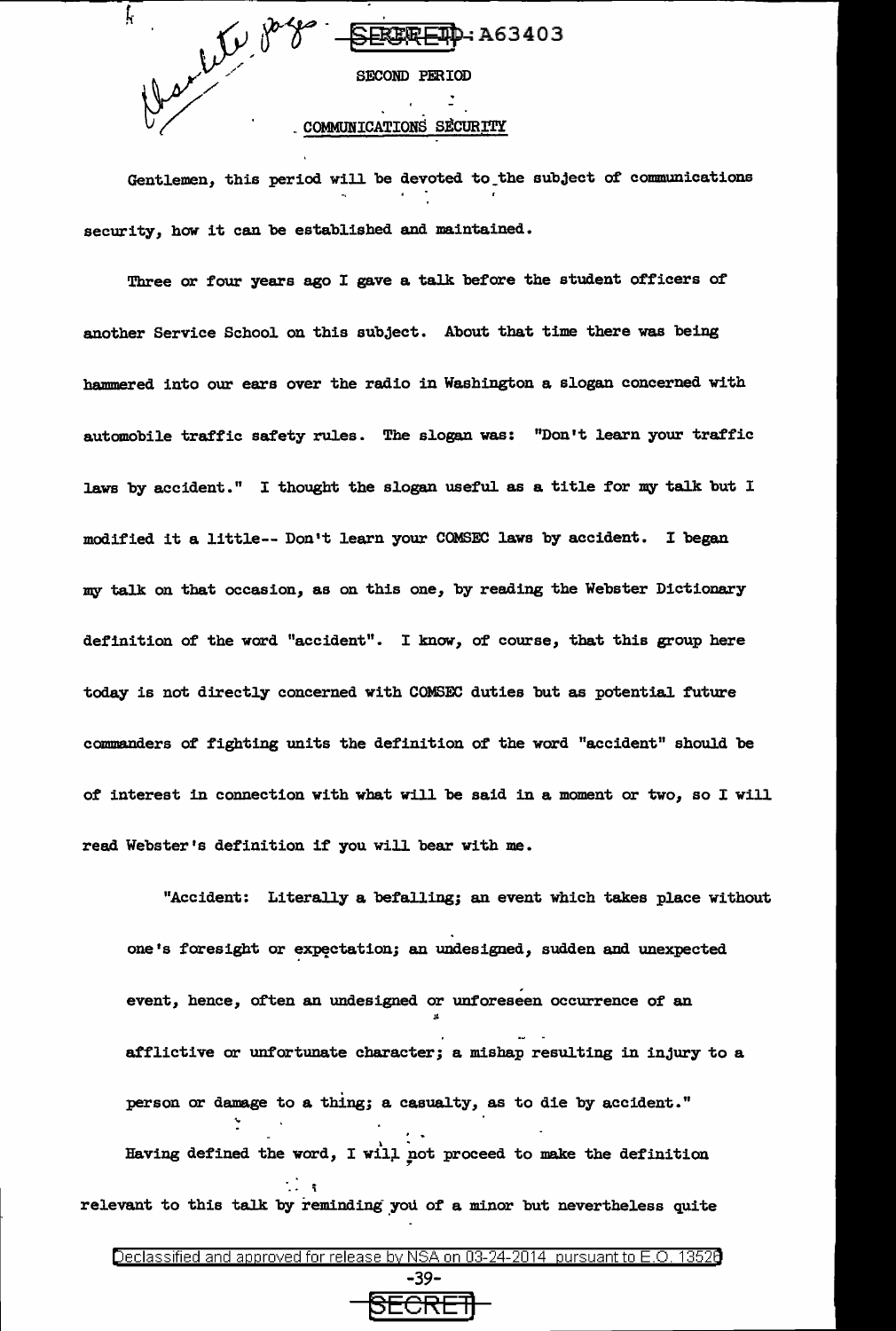SECRET-A63403

## SECOND PERIOD

## COMMUNICATIONS SECURITY

Gentlemen, this period will be devoted to the subject of communications security, how it can be established and maintained.

Three or four years ago I gave a talk before the student officers of another Service School on this subject. About that time there was being hammered into our ears over the radio in Washington a slogan concerned with automobile traffic safety rules. The slogan was: "Don't learn your traffic laws by accident." I thought the slogan useful as a title for my talk but I modified it a little-- Don't learn your COMSEC laws by accident. I began my talk on that occasion, as on this one, by reading the Webster Dictionary definition of the word "accident". I know, of course, that this group here today is not directly concerned with COMSEC duties but as potential future commanders of fighting units the definition of the word "accident" should be of interest in connection with what will be said in a moment or two, so I will read Webster's definition if you will bear with me.

"Accident: Literally a befalling; an event which takes place without one's foresight or expectation; an undesigned, sudden and unexpected event, hence, often an undesigned or unforeseen occurrence of an afflictive or unfortunate character; a mishap resulting in injury to a person or damage to a thing; a casualty, as to die by accident."

Having defined the word, I will not proceed to make the definition relevant to this talk by reminding you of a minor but nevertheless quite

Declassified and approved for release by NSA on 03-24-2014 pursuant to E.O. 13526

SECRET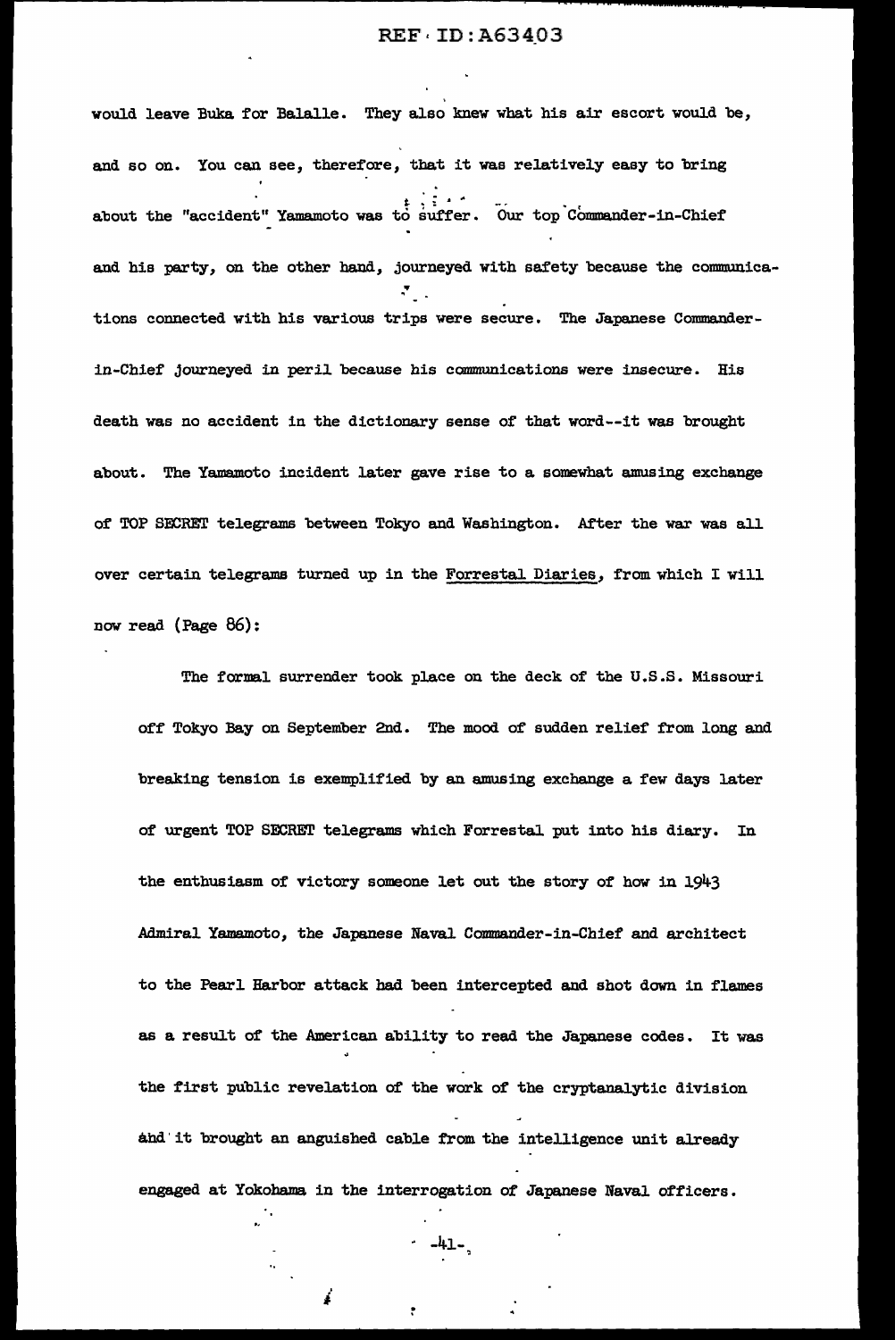would leave Buka for Balalle. They also knew what his air escort would be, and so on. You can see, therefore, that it was relatively easy to bring about the "accident" Yamamoto was to suffer. Our top Commander-in-Chief and his party, on the other hand, journeyed with safety because the communications connected with his various trips were secure. The Japanese Commander-in-Chief journeyed in peril because his communications were insecure. His death was no accident in the dictionary sense of that word--it was brought about. The Yamamoto incident later gave rise to a somewhat amusing exchange of TOP SECRET telegrams between Tokyo and Washington. After the war was all over certain telegrams turned up in the Forrestal Diaries, from which I will now read (Page 86):

> The formal surrender took place on the deck of the U.S.S. Missouri off Tokyo Bay on September 2nd. The mood of sudden relief from long and breaking tension is exemplified by an amusing exchange a few days later of urgent TOP SECRET telegrams which Forrestal put into his diary. In the enthusiasm of victory someone let out the story of how in 1943 Admiral Yamamoto, the Japanese Naval Commander-in-Chief and architect to the Pearl Harbor attack had been intercepted and shot down in flames as a result of the American ability to read the Japanese codes. It was the first public revelation of the work of the cryptanalytic division and it brought an anguished cable from the intelligence unit already engaged at Yokohama in the interrogation of Japanese Naval officers.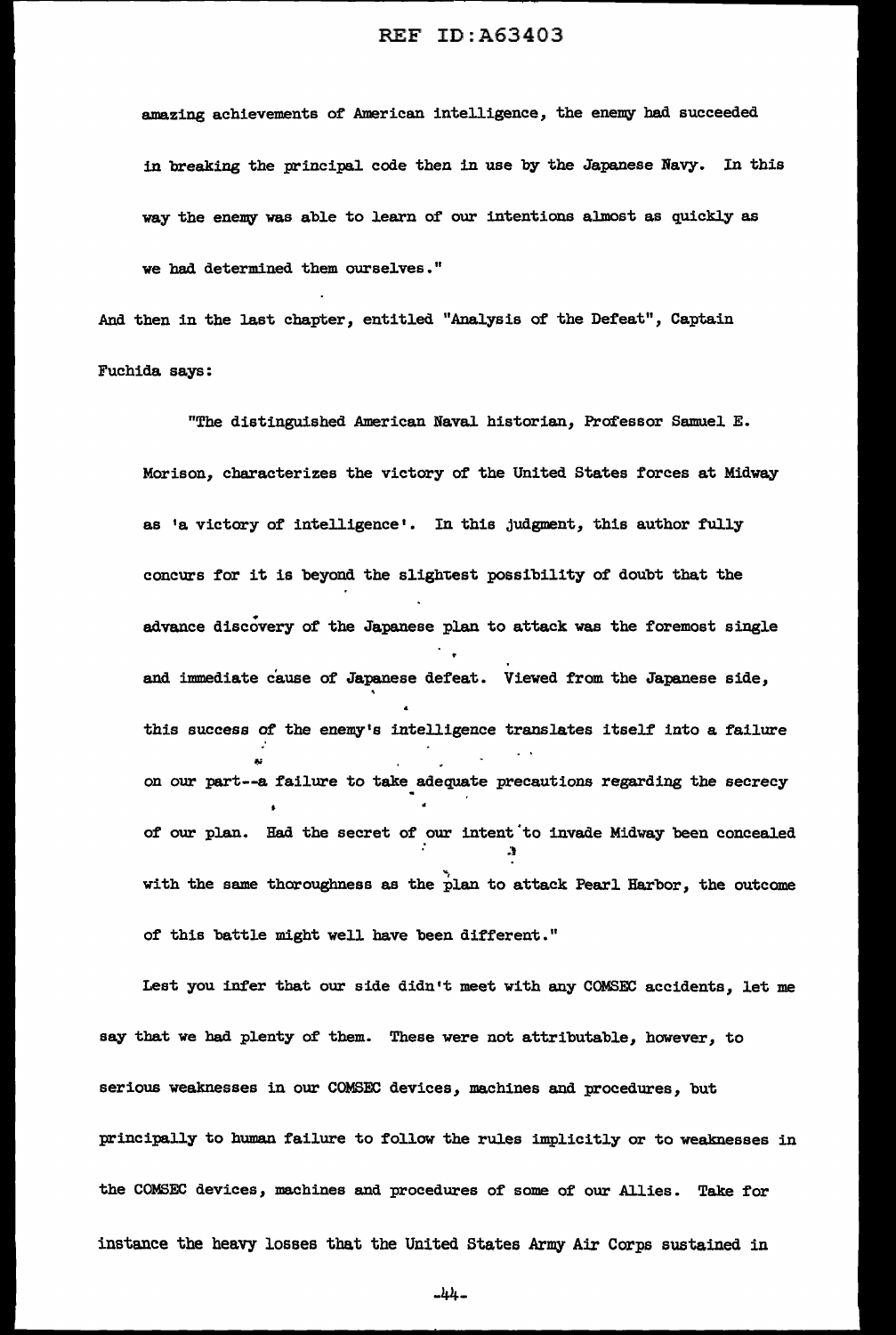amazing achievements of American intelligence, the enemy had succeeded in breaking the principal code then in use by the Japanese Navy. In this way the enemy was able to learn of our intentions almost as quickly as we had determined them ourselves."

And then in the last chapter, entitled "Analysis of the Defeat", Captain Fuchida says:

> "The distinguished American Naval historian, Professor Samuel E. Morison, characterizes the victory of the United States forces at Midway as 'a victory of intelligence'. In this judgment, this author fully concurs for it is beyond the slightest possibility of doubt that the advance discovery of the Japanese plan to attack was the foremost single and immediate cause of Japanese defeat. Viewed from the Japanese side, this success of the enemy's intelligence translates itself into a failure on our part--a failure to take adequate precautions regarding the secrecy of our plan. Had the secret of our intent to invade Midway been concealed with the same thoroughness as the plan to attack Pearl Harbor, the outcome of this battle might well have been different."

Lest you infer that our side didn't meet with any COMSEC accidents, let me say that we had plenty of them. These were not attributable, however, to serious weaknesses in our COMSEC devices, machines and procedures, but principally to human failure to follow the rules implicitly or to weaknesses in the COMSEC devices, machines and procedures of some of our Allies. Take for instance the heavy losses that the United States Army Air Corps sustained in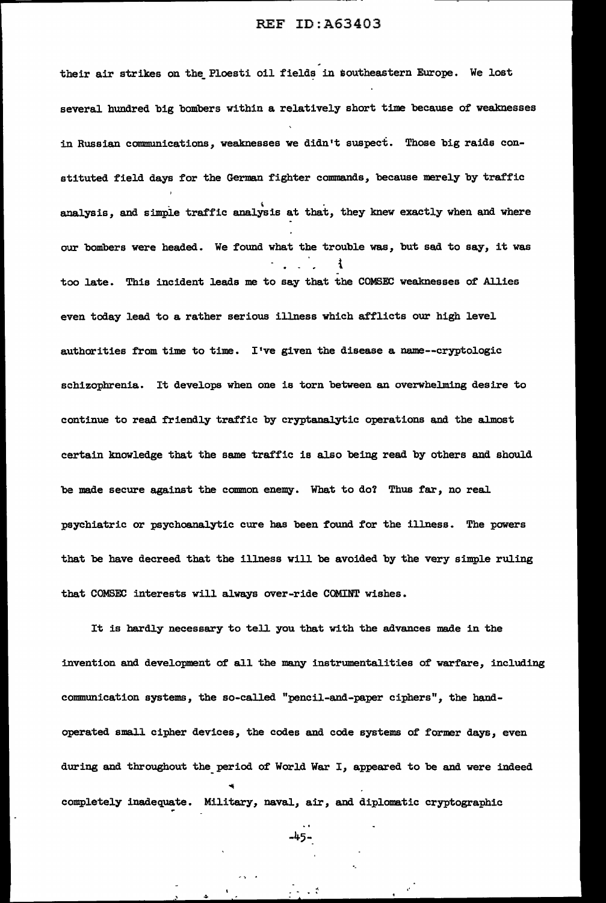their air strikes on the Ploesti oil fields in southeastern Europe. We lost several hundred big bombers within a relatively short time because of weaknesses in Russian communications, weaknesses we didn't suspect. Those big raids constituted field days for the German fighter commands, because merely by traffic analysis, and simple traffic analysis at that, they knew exactly when and where our bombers were headed. We found what the trouble was, but sad to say, it was too late. This incident leads me to say that the COMSEC weaknesses of Allies even today lead to a rather serious illness which afflicts our high level authorities from time to time. I've given the disease a name--cryptologic schizophrenia. It develops when one is torn between an overwhelming desire to continue to read friendly traffic by cryptanalytic operations and the almost certain knowledge that the same traffic is also being read by others and should be made secure against the common enemy. What to do? Thus far, no real psychiatric or psychoanalytic cure has been found for the illness. The powers that be have decreed that the illness will be avoided by the very simple ruling that COMSEC interests will always over-ride COMINT wishes.

It is hardly necessary to tell you that with the advances made in the invention and development of all the many instrumentalities of warfare, including communication systems, the so-called "pencil-and-paper ciphers", the hand-operated small cipher devices, the codes and code systems of former days, even during and throughout the period of World War I, appeared to be and were indeed completely inadequate. Military, naval, air, and diplomatic cryptographic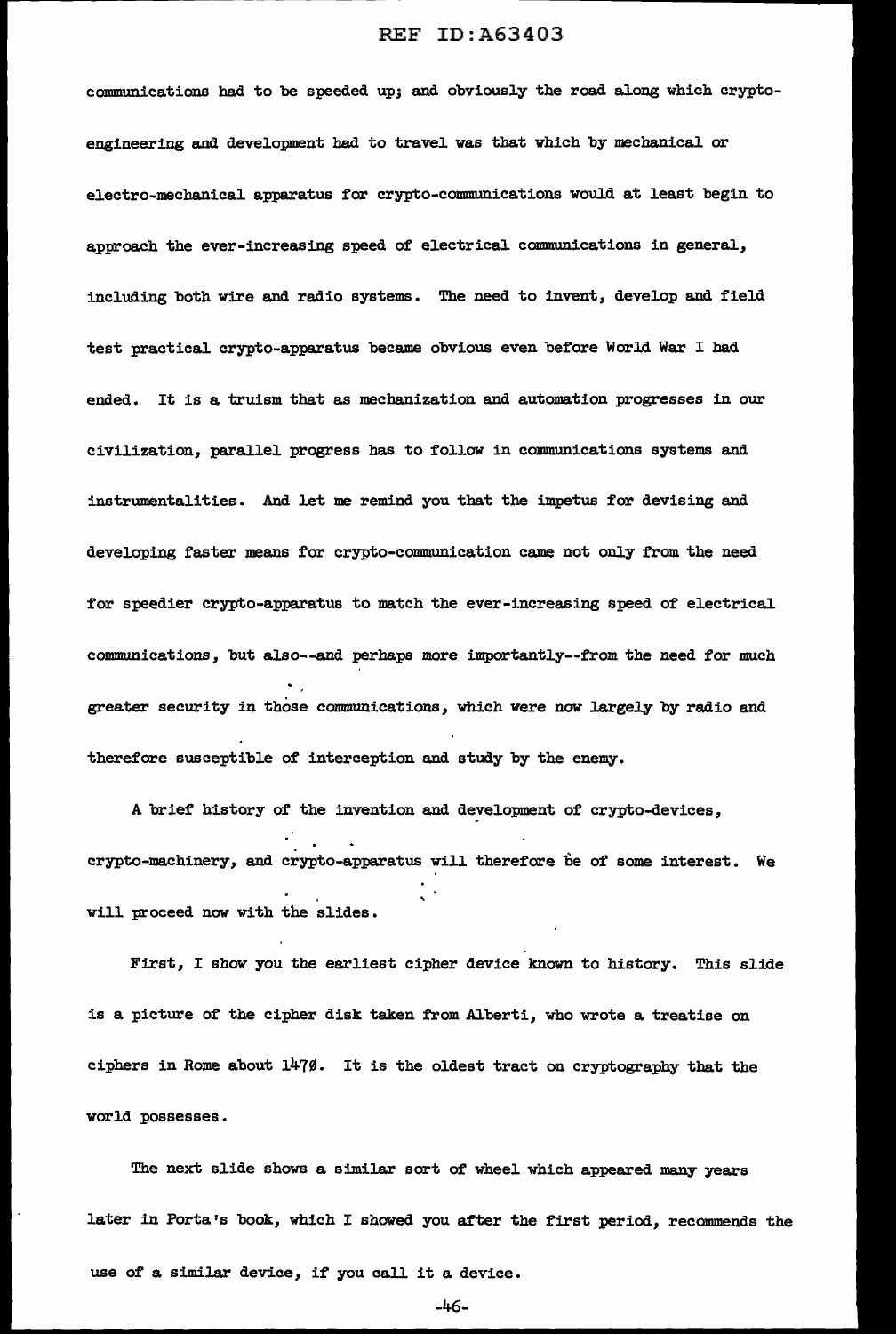communications had to be speeded up; and obviously the road along which crypto-engineering and development had to travel was that which by mechanical or electro-mechanical apparatus for crypto-communications would at least begin to approach the ever-increasing speed of electrical communications in general, including both wire and radio systems. The need to invent, develop and field test practical crypto-apparatus became obvious even before World War I had ended. It is a truism that as mechanization and automation progresses in our civilization, parallel progress has to follow in communications systems and instrumentalities. And let me remind you that the impetus for devising and developing faster means for crypto-communication came not only from the need for speedier crypto-apparatus to match the ever-increasing speed of electrical communications, but also--and perhaps more importantly--from the need for much greater security in those communications, which were now largely by radio and therefore susceptible of interception and study by the enemy.

A brief history of the invention and development of crypto-devices, crypto-machinery, and crypto-apparatus will therefore be of some interest. We will proceed now with the slides.

First, I show you the earliest cipher device known to history. This slide is a picture of the cipher disk taken from Alberti, who wrote a treatise on ciphers in Rome about 1470. It is the oldest tract on cryptography that the world possesses.

The next slide shows a similar sort of wheel which appeared many years later in Porta's book, which I showed you after the first period, recommends the use of a similar device, if you call it a device.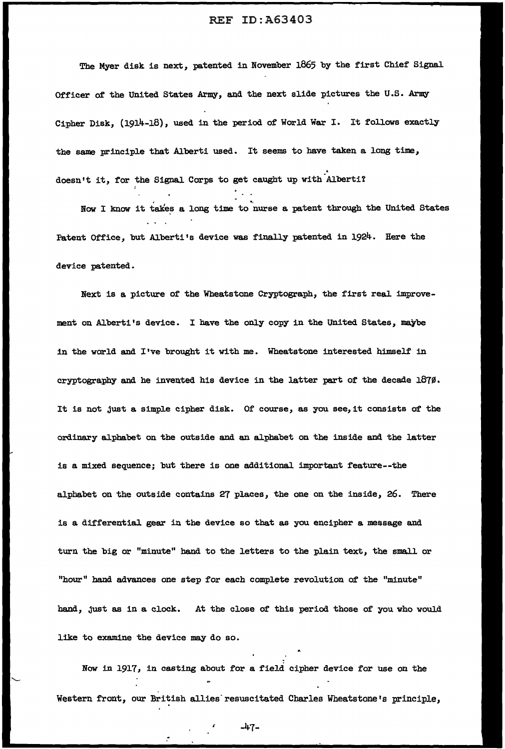The Myer disk is next, patented in November 1865 by the first Chief Signal Officer of the United States Army, and the next slide pictures the U.S. Army Cipher Disk, (1914-18), used in the period of World War I. It follows exactly the same principle that Alberti used. It seems to have taken a long time, doesn't it, for the Signal Corps to get caught up with Alberti?

Now I know it takes a long time to nurse a patent through the United States Patent Office, but Alberti's device was finally patented in 1924. Here the device patented.

Next is a picture of the Wheatstone Cryptograph, the first real improvement on Alberti's device. I have the only copy in the United States, maybe in the world and I've brought it with me. Wheatstone interested himself in cryptography and he invented his device in the latter part of the decade 1870. It is not just a simple cipher disk. Of course, as you see, it consists of the ordinary alphabet on the outside and an alphabet on the inside and the latter is a mixed sequence; but there is one additional important feature--the alphabet on the outside contains 27 places, the one on the inside, 26. There is a differential gear in the device so that as you encipher a message and turn the big or "minute" hand to the letters to the plain text, the small or "hour" hand advances one step for each complete revolution of the "minute" hand, just as in a clock. At the close of this period those of you who would like to examine the device may do so.

Now in 1917, in casting about for a field cipher device for use on the Western front, our British allies resuscitated Charles Wheatstone's principle,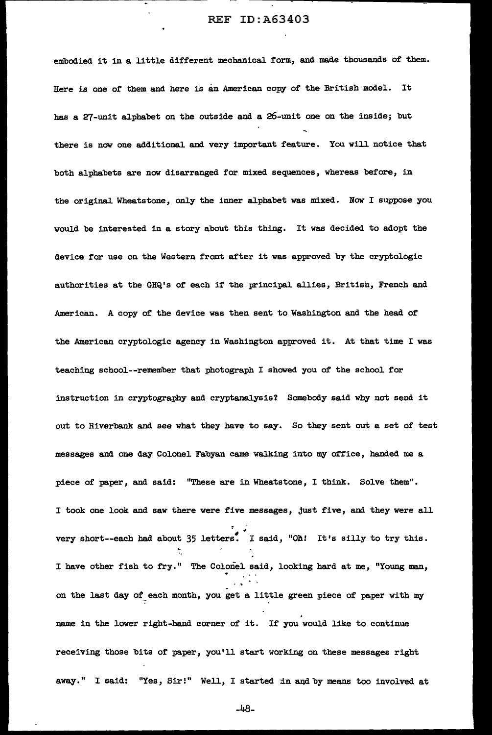embodied it in a little different mechanical form, and made thousands of them. Here is one of them and here is an American copy of the British model. It has a 27-unit alphabet on the outside and a 26-unit one on the inside; but there is now one additional and very important feature. You will notice that both alphabets are now disarranged for mixed sequences, whereas before, in the original Wheatstone, only the inner alphabet was mixed. Now I suppose you would be interested in a story about this thing. It was decided to adopt the device for use on the Western front after it was approved by the cryptologic authorities at the GHQ's of each if the principal allies, British, French and American. A copy of the device was then sent to Washington and the head of the American cryptologic agency in Washington approved it. At that time I was teaching school--remember that photograph I showed you of the school for instruction in cryptography and cryptanalysis? Somebody said why not send it out to Riverbank and see what they have to say. So they sent out a set of test messages and one day Colonel Fabyan came walking into my office, handed me a piece of paper, and said: "These are in Wheatstone, I think. Solve them". I took one look and saw there were five messages, just five, and they were all very short--each had about 35 letters. I said, "Oh! It's silly to try this. I have other fish to fry." The Colonel said, looking hard at me, "Young man, on the last day of each month, you get a little green piece of paper with my name in the lower right-hand corner of it. If you would like to continue receiving those bits of paper, you'll start working on these messages right away." I said: "Yes, Sir!" Well, I started in and by means too involved at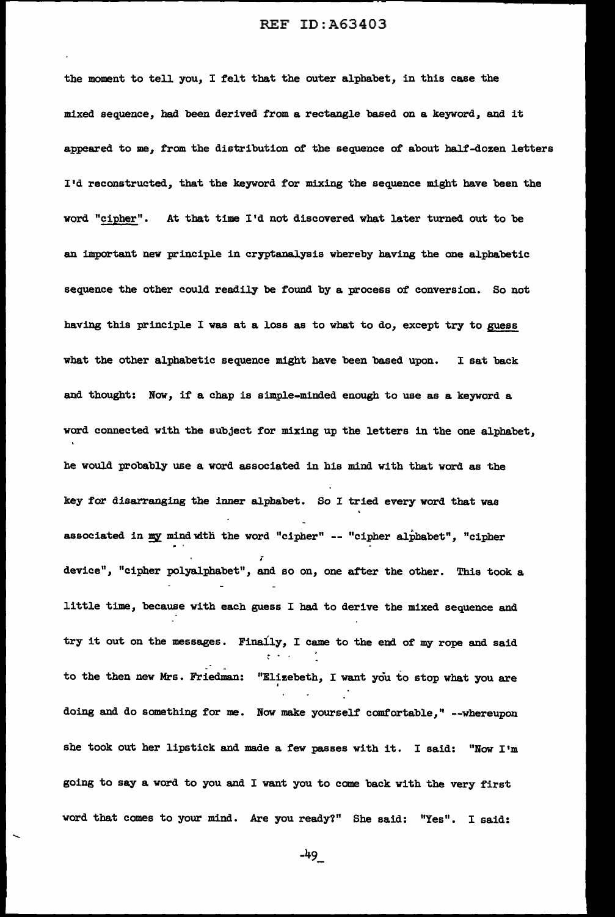the moment to tell you, I felt that the outer alphabet, in this case the mixed sequence, had been derived from a rectangle based on a keyword, and it appeared to me, from the distribution of the sequence of about half-dozen letters I'd reconstructed, that the keyword for mixing the sequence might have been the word "cipher". At that time I'd not discovered what later turned out to be an important new principle in cryptanalysis whereby having the one alphabetic sequence the other could readily be found by a process of conversion. So not having this principle I was at a loss as to what to do, except try to guess what the other alphabetic sequence might have been based upon. I sat back and thought: Now, if a chap is simple-minded enough to use as a keyword a word connected with the subject for mixing up the letters in the one alphabet, he would probably use a word associated in his mind with that word as the key for disarranging the inner alphabet. So I tried every word that was associated in my mind with the word "cipher" -- "cipher alphabet", "cipher device", "cipher polyalphabet", and so on, one after the other. This took a little time, because with each guess I had to derive the mixed sequence and try it out on the messages. Finally, I came to the end of my rope and said to the then new Mrs. Friedman: "Elizebeth, I want you to stop what you are doing and do something for me. Now make yourself comfortable," --whereupon she took out her lipstick and made a few passes with it. I said: "Now I'm going to say a word to you and I want you to come back with the very first word that comes to your mind. Are you ready?" She said: "Yes". I said: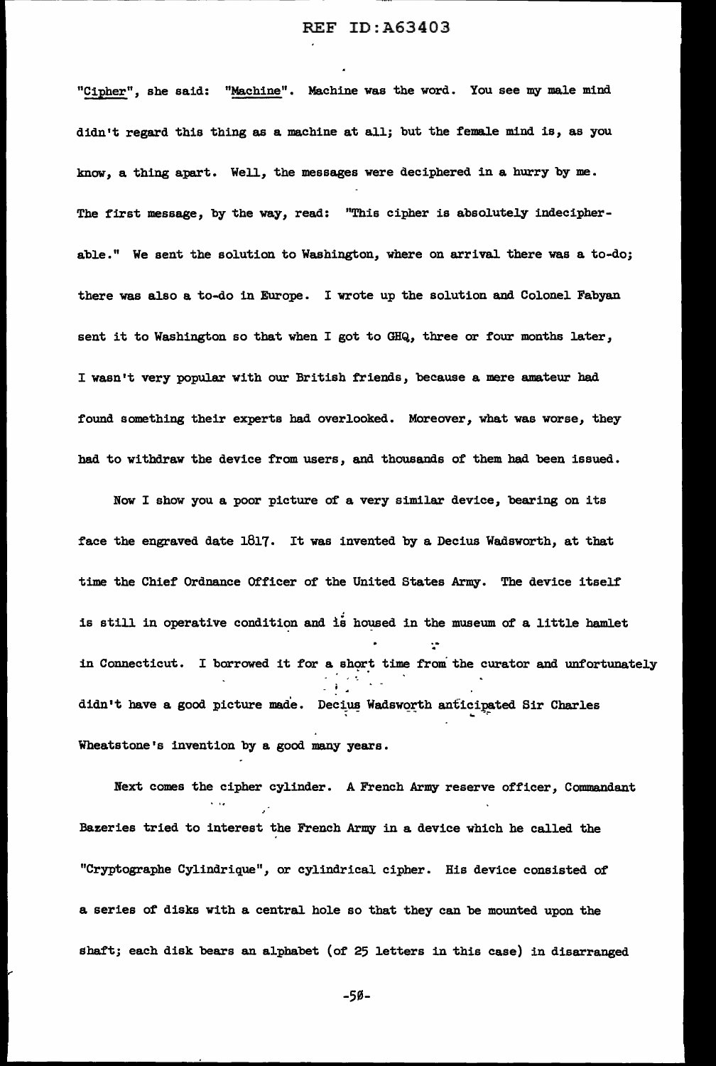"Cipher", she said: "Machine". Machine was the word. You see my male mind didn't regard this thing as a machine at all; but the female mind is, as you know, a thing apart. Well, the messages were deciphered in a hurry by me. The first message, by the way, read: "This cipher is absolutely indecipherable." We sent the solution to Washington, where on arrival there was a to-do; there was also a to-do in Europe. I wrote up the solution and Colonel Fabyan sent it to Washington so that when I got to GHQ, three or four months later, I wasn't very popular with our British friends, because a mere amateur had found something their experts had overlooked. Moreover, what was worse, they had to withdraw the device from users, and thousands of them had been issued.

Now I show you a poor picture of a very similar device, bearing on its face the engraved date 1817. It was invented by a Decius Wadsworth, at that time the Chief Ordnance Officer of the United States Army. The device itself is still in operative condition and is housed in the museum of a little hamlet in Connecticut. I borrowed it for a short time from the curator and unfortunately didn't have a good picture made. Decius Wadsworth anticipated Sir Charles Wheatstone's invention by a good many years.

Next comes the cipher cylinder. A French Army reserve officer, Commandant Bazeries tried to interest the French Army in a device which he called the "Cryptographe Cylindrique", or cylindrical cipher. His device consisted of a series of disks with a central hole so that they can be mounted upon the shaft; each disk bears an alphabet (of 25 letters in this case) in disarranged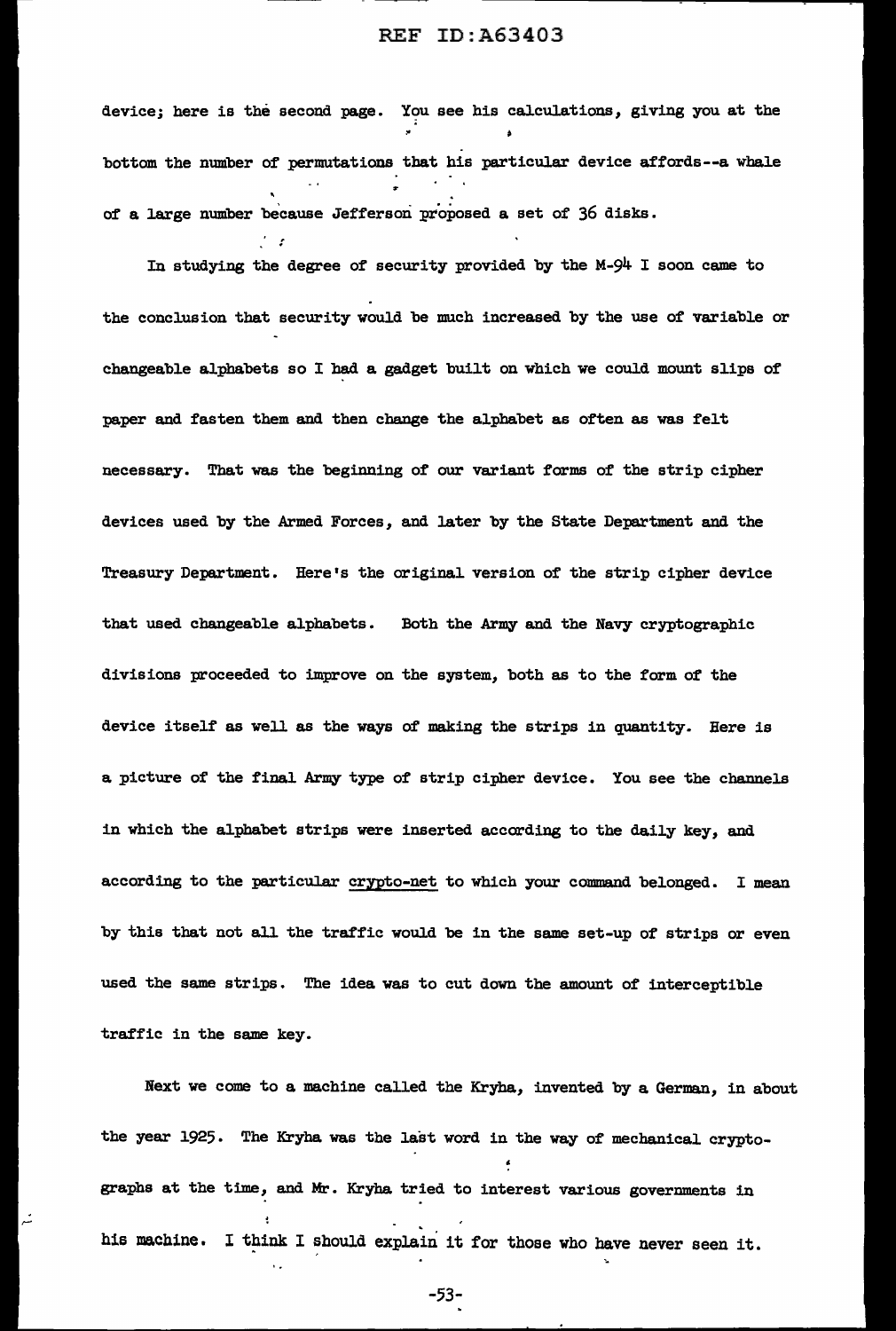device; here is the second page. You see his calculations, giving you at the bottom the number of permutations that his particular device affords--a whale of a large number because Jefferson proposed a set of 36 disks.

In studying the degree of security provided by the M-94 I soon came to the conclusion that security would be much increased by the use of variable or changeable alphabets so I had a gadget built on which we could mount slips of paper and fasten them and then change the alphabet as often as was felt necessary. That was the beginning of our variant forms of the strip cipher devices used by the Armed Forces, and later by the State Department and the Treasury Department. Here's the original version of the strip cipher device that used changeable alphabets. Both the Army and the Navy cryptographic divisions proceeded to improve on the system, both as to the form of the device itself as well as the ways of making the strips in quantity. Here is a picture of the final Army type of strip cipher device. You see the channels in which the alphabet strips were inserted according to the daily key, and according to the particular <u>crypto-net</u> to which your command belonged. I mean by this that not all the traffic would be in the same set-up of strips or even used the same strips. The idea was to cut down the amount of interceptible traffic in the same key.

Next we come to a machine called the Kryha, invented by a German, in about the year 1925. The Kryha was the last word in the way of mechanical cryptographs at the time, and Mr. Kryha tried to interest various governments in his machine. I think I should explain it for those who have never seen it.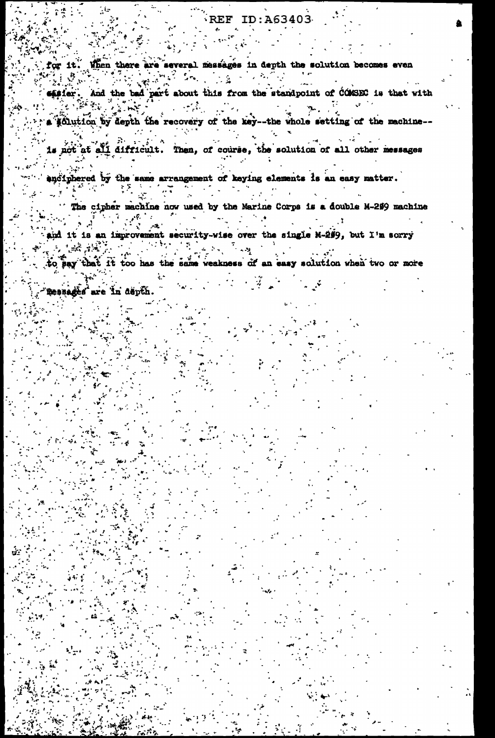for it. When there are several messages in depth the solution becomes even easier. And the bad part about this from the standpoint of COMSEC is that with a solution by depth the recovery of the key--the whole setting of the machine--is not at all difficult. Then, of course, the solution of all other messages enciphered by the same arrangement of keying elements is an easy matter.

The cipher machine now used by the Marine Corps is a double M-209 machine and it is an improvement security-wise over the single M-209, but I'm sorry to say that it too has the same weakness of an easy solution when two or more messages are in depth.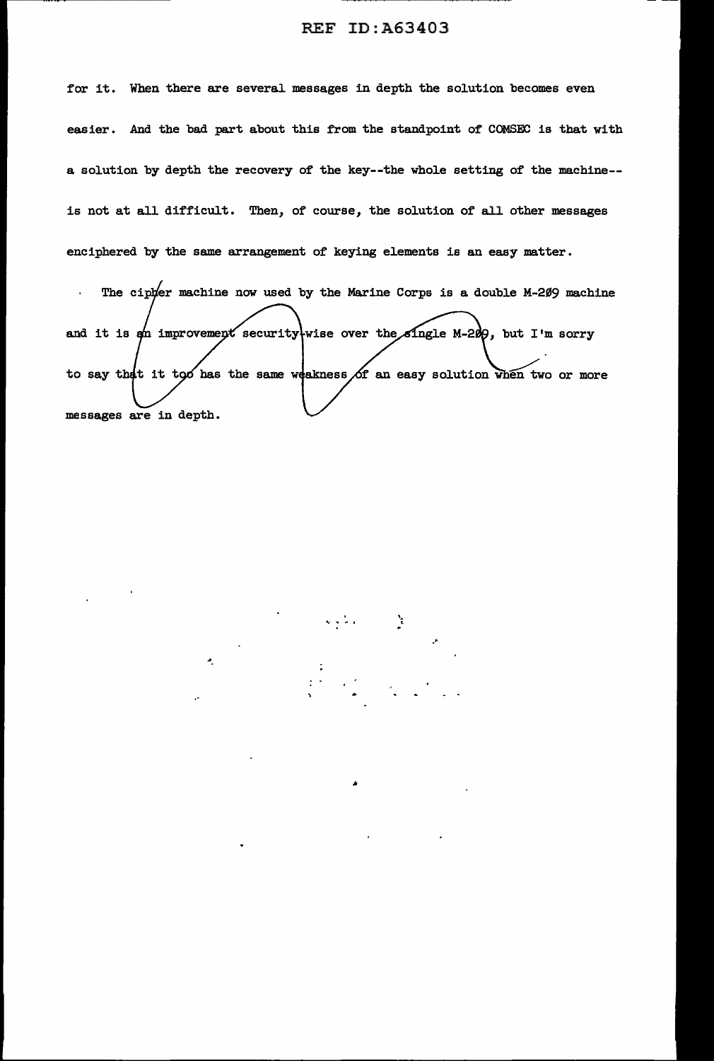for it. When there are several messages in depth the solution becomes even easier. And the bad part about this from the standpoint of COMSEC is that with a solution by depth the recovery of the key--the whole setting of the machine--is not at all difficult. Then, of course, the solution of all other messages enciphered by the same arrangement of keying elements is an easy matter.

The cipher machine now used by the Marine Corps is a double M-209 machine and it is an improvement security-wise over the single M-209, but I'm sorry to say that it too has the same weakness of an easy solution when two or more messages are in depth.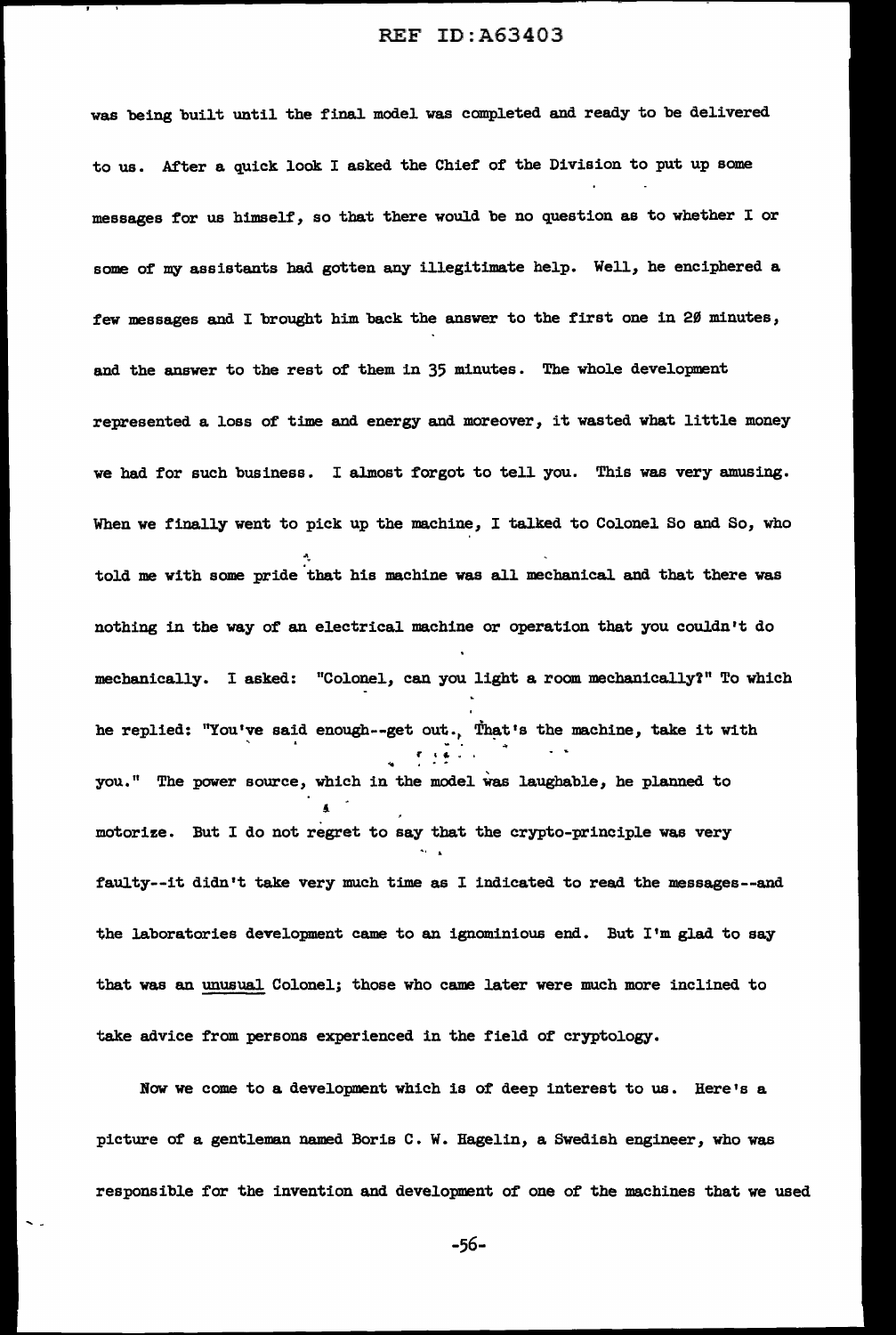was being built until the final model was completed and ready to be delivered to us. After a quick look I asked the Chief of the Division to put up some messages for us himself, so that there would be no question as to whether I or some of my assistants had gotten any illegitimate help. Well, he enciphered a few messages and I brought him back the answer to the first one in 20 minutes, and the answer to the rest of them in 35 minutes. The whole development represented a loss of time and energy and moreover, it wasted what little money we had for such business. I almost forgot to tell you. This was very amusing. When we finally went to pick up the machine, I talked to Colonel So and So, who told me with some pride that his machine was all mechanical and that there was nothing in the way of an electrical machine or operation that you couldn't do mechanically. I asked: "Colonel, can you light a room mechanically?" To which he replied: "You've said enough--get out. That's the machine, take it with you." The power source, which in the model was laughable, he planned to motorize. But I do not regret to say that the crypto-principle was very faulty--it didn't take very much time as I indicated to read the messages--and the laboratories development came to an ignominious end. But I'm glad to say that was an unusual Colonel; those who came later were much more inclined to take advice from persons experienced in the field of cryptology.

Now we come to a development which is of deep interest to us. Here's a picture of a gentleman named Boris C. W. Hagelin, a Swedish engineer, who was responsible for the invention and development of one of the machines that we used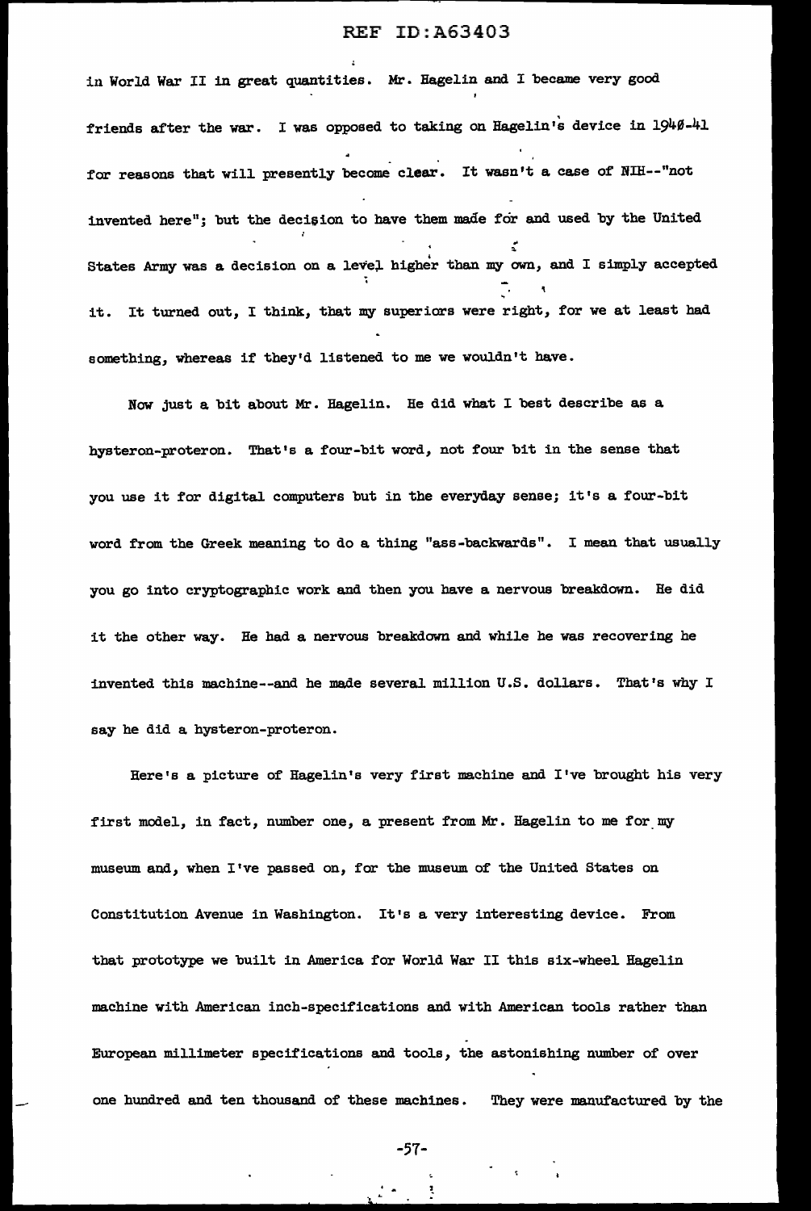in World War II in great quantities. Mr. Hagelin and I became very good friends after the war. I was opposed to taking on Hagelin's device in 1940-41 for reasons that will presently become clear. It wasn't a case of NIH--"not invented here"; but the decision to have them made for and used by the United States Army was a decision on a level higher than my own, and I simply accepted it. It turned out, I think, that my superiors were right, for we at least had something, whereas if they'd listened to me we wouldn't have.

Now just a bit about Mr. Hagelin. He did what I best describe as a hysteron-proteron. That's a four-bit word, not four bit in the sense that you use it for digital computers but in the everyday sense; it's a four-bit word from the Greek meaning to do a thing "ass-backwards". I mean that usually you go into cryptographic work and then you have a nervous breakdown. He did it the other way. He had a nervous breakdown and while he was recovering he invented this machine--and he made several million U.S. dollars. That's why I say he did a hysteron-proteron.

Here's a picture of Hagelin's very first machine and I've brought his very first model, in fact, number one, a present from Mr. Hagelin to me for my museum and, when I've passed on, for the museum of the United States on Constitution Avenue in Washington. It's a very interesting device. From that prototype we built in America for World War II this six-wheel Hagelin machine with American inch-specifications and with American tools rather than European millimeter specifications and tools, the astonishing number of over one hundred and ten thousand of these machines. They were manufactured by the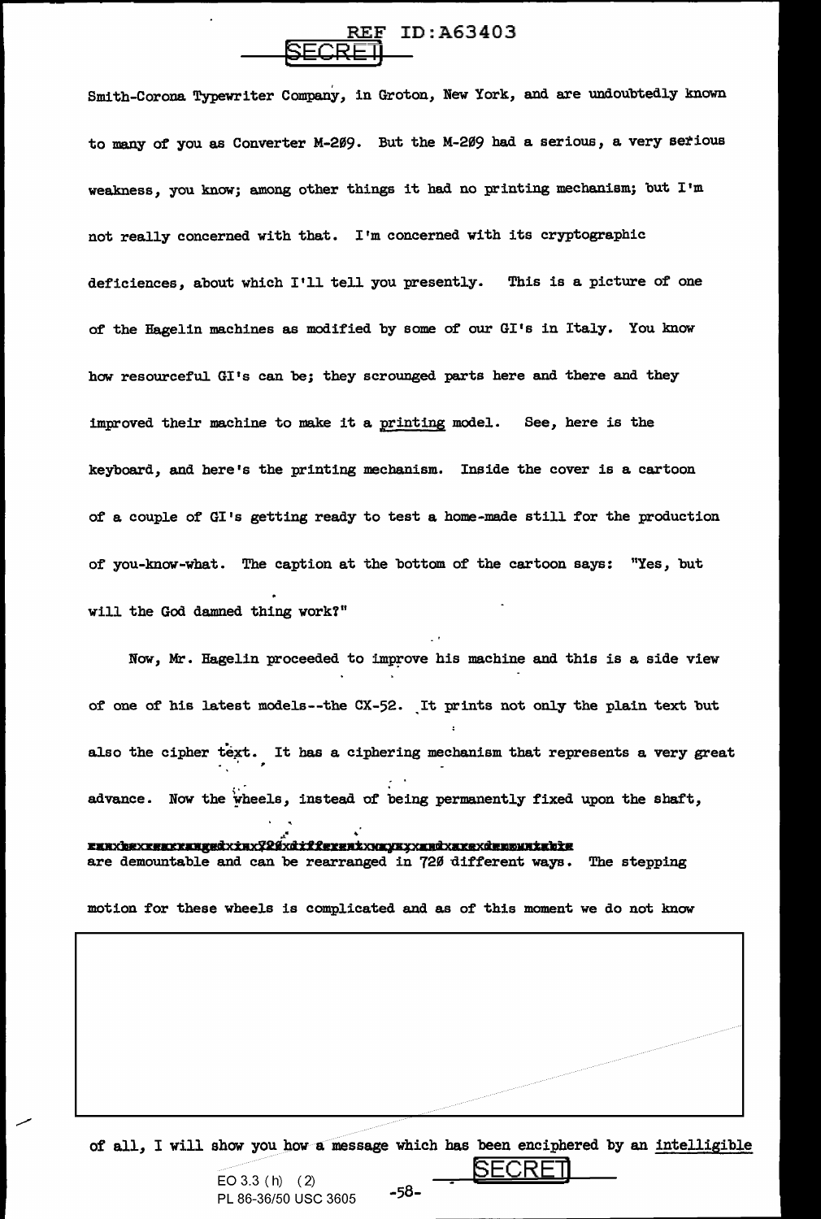Smith-Corona Typewriter Company, in Groton, New York, and are undoubtedly known to many of you as Converter M-209. But the M-209 had a serious, a very serious weakness, you know; among other things it had no printing mechanism; but I'm not really concerned with that. I'm concerned with its cryptographic deficiences, about which I'll tell you presently. This is a picture of one of the Hagelin machines as modified by some of our GI's in Italy. You know how resourceful GI's can be; they scrounged parts here and there and they improved their machine to make it a printing model. See, here is the keyboard, and here's the printing mechanism. Inside the cover is a cartoon of a couple of GI's getting ready to test a home-made still for the production of you-know-what. The caption at the bottom of the cartoon says: "Yes, but will the God damned thing work?"

Now, Mr. Hagelin proceeded to improve his machine and this is a side view of one of his latest models--the CX-52. It prints not only the plain text but also the cipher text. It has a ciphering mechanism that represents a very great advance. Now the wheels, instead of being permanently fixed upon the shaft, are demountable and can be rearranged in 720 different ways. The stepping motion for these wheels is complicated and as of this moment we do not know

of all, I will show you how a message which has been enciphered by an intelligible

EO 3.3 (h) (2)
PL 86-36/50 USC 3605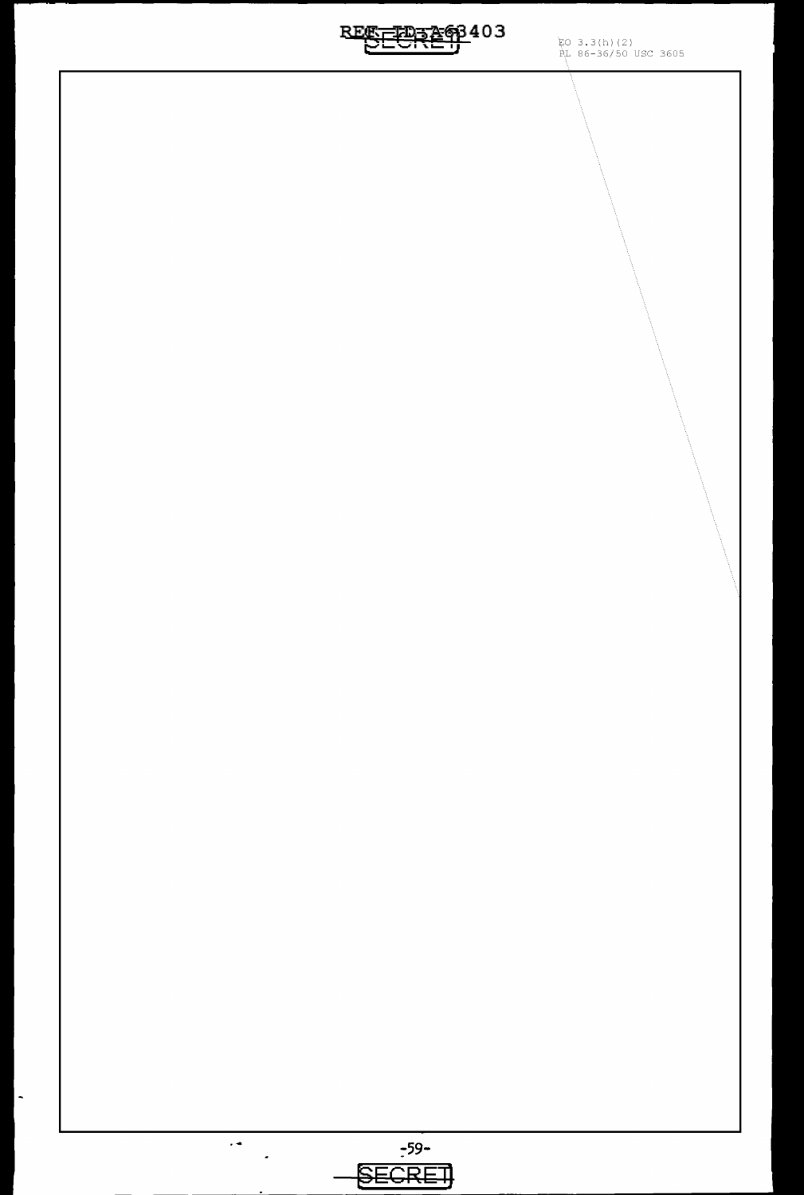EO 3.3(h)(2)
PL 86-36/50 USC 3605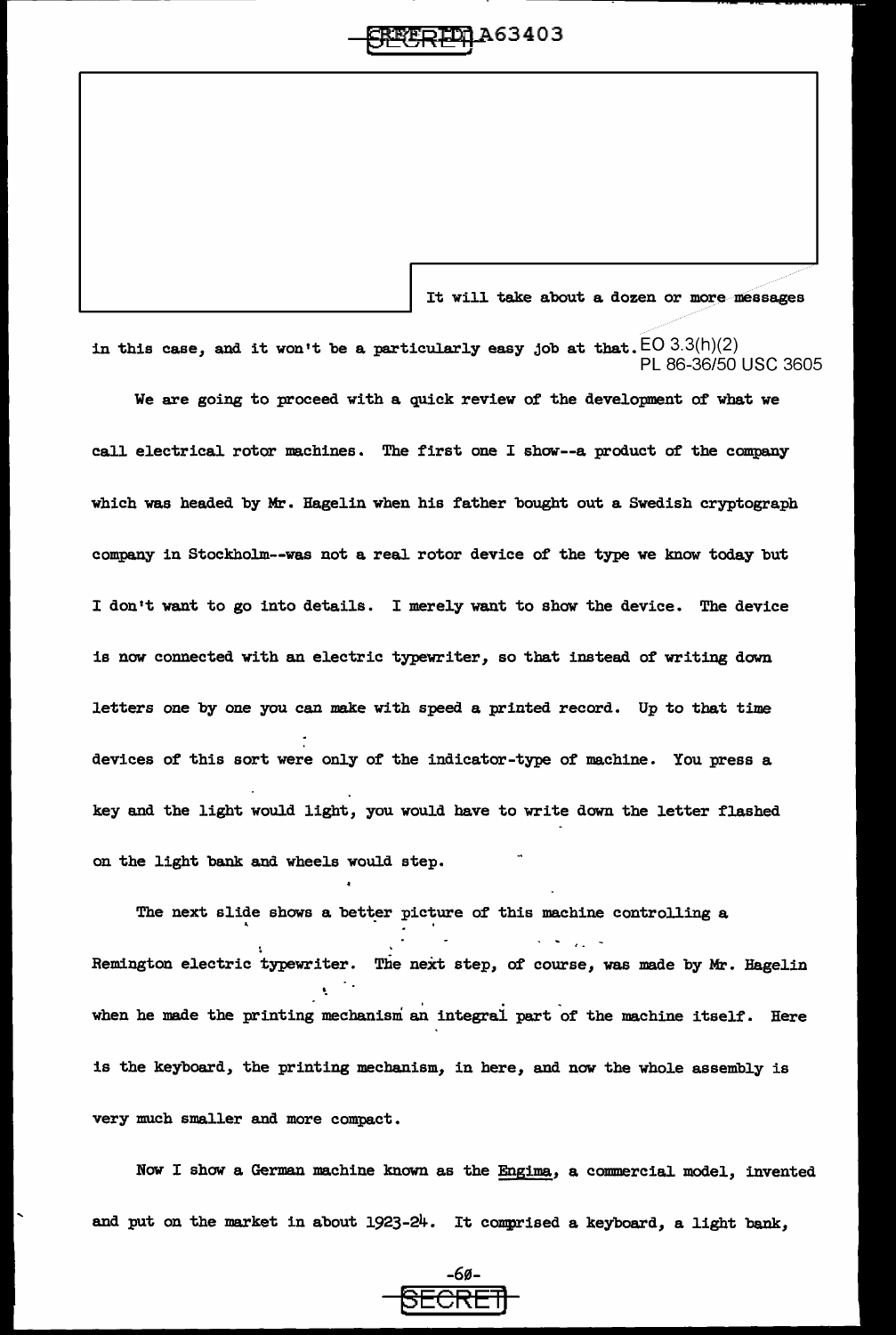It will take about a dozen or more messages in this case, and it won't be a particularly easy job at that.

EO 3.3(h)(2)
PL 86-36/50 USC 3605

We are going to proceed with a quick review of the development of what we call electrical rotor machines. The first one I show--a product of the company which was headed by Mr. Hagelin when his father bought out a Swedish cryptograph company in Stockholm--was not a real rotor device of the type we know today but I don't want to go into details. I merely want to show the device. The device is now connected with an electric typewriter, so that instead of writing down letters one by one you can make with speed a printed record. Up to that time devices of this sort were only of the indicator-type of machine. You press a key and the light would light, you would have to write down the letter flashed on the light bank and wheels would step.

The next slide shows a better picture of this machine controlling a Remington electric typewriter. The next step, of course, was made by Mr. Hagelin when he made the printing mechanism an integral part of the machine itself. Here is the keyboard, the printing mechanism, in here, and now the whole assembly is very much smaller and more compact.

Now I show a German machine known as the Engima, a commercial model, invented and put on the market in about 1923-24. It comprised a keyboard, a light bank,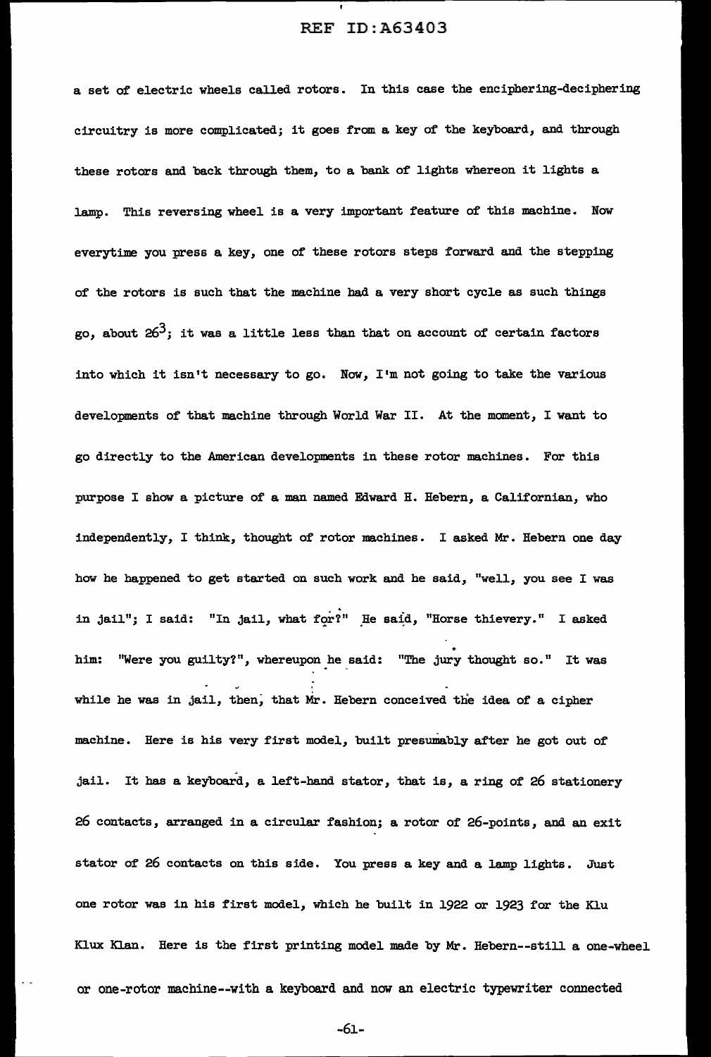a set of electric wheels called rotors. In this case the enciphering-deciphering circuitry is more complicated; it goes from a key of the keyboard, and through these rotors and back through them, to a bank of lights whereon it lights a lamp. This reversing wheel is a very important feature of this machine. Now everytime you press a key, one of these rotors steps forward and the stepping of the rotors is such that the machine had a very short cycle as such things go, about $26^3$; it was a little less than that on account of certain factors into which it isn't necessary to go. Now, I'm not going to take the various developments of that machine through World War II. At the moment, I want to go directly to the American developments in these rotor machines. For this purpose I show a picture of a man named Edward H. Hebern, a Californian, who independently, I think, thought of rotor machines. I asked Mr. Hebern one day how he happened to get started on such work and he said, "well, you see I was in jail"; I said: "In jail, what for?" He said, "Horse thievery." I asked him: "Were you guilty?", whereupon he said: "The jury thought so." It was while he was in jail, then, that Mr. Hebern conceived the idea of a cipher machine. Here is his very first model, built presumably after he got out of jail. It has a keyboard, a left-hand stator, that is, a ring of 26 stationery 26 contacts, arranged in a circular fashion; a rotor of 26-points, and an exit stator of 26 contacts on this side. You press a key and a lamp lights. Just one rotor was in his first model, which he built in 1922 or 1923 for the Klu Klux Klan. Here is the first printing model made by Mr. Hebern--still a one-wheel or one-rotor machine--with a keyboard and now an electric typewriter connected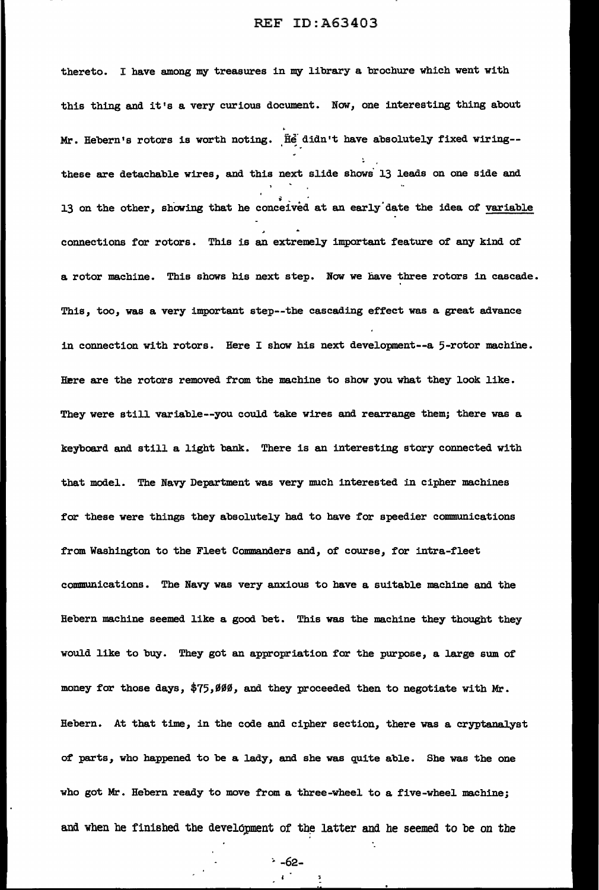thereto. I have among my treasures in my library a brochure which went with this thing and it's a very curious document. Now, one interesting thing about Mr. Hebern's rotors is worth noting. He didn't have absolutely fixed wiring--these are detachable wires, and this next slide shows 13 leads on one side and 13 on the other, showing that he conceived at an early date the idea of variable connections for rotors. This is an extremely important feature of any kind of a rotor machine. This shows his next step. Now we have three rotors in cascade. This, too, was a very important step--the cascading effect was a great advance in connection with rotors. Here I show his next development--a 5-rotor machine. Here are the rotors removed from the machine to show you what they look like. They were still variable--you could take wires and rearrange them; there was a keyboard and still a light bank. There is an interesting story connected with that model. The Navy Department was very much interested in cipher machines for these were things they absolutely had to have for speedier communications from Washington to the Fleet Commanders and, of course, for intra-fleet communications. The Navy was very anxious to have a suitable machine and the Hebern machine seemed like a good bet. This was the machine they thought they would like to buy. They got an appropriation for the purpose, a large sum of money for those days, $75,000, and they proceeded then to negotiate with Mr. Hebern. At that time, in the code and cipher section, there was a cryptanalyst of parts, who happened to be a lady, and she was quite able. She was the one who got Mr. Hebern ready to move from a three-wheel to a five-wheel machine; and when he finished the development of the latter and he seemed to be on the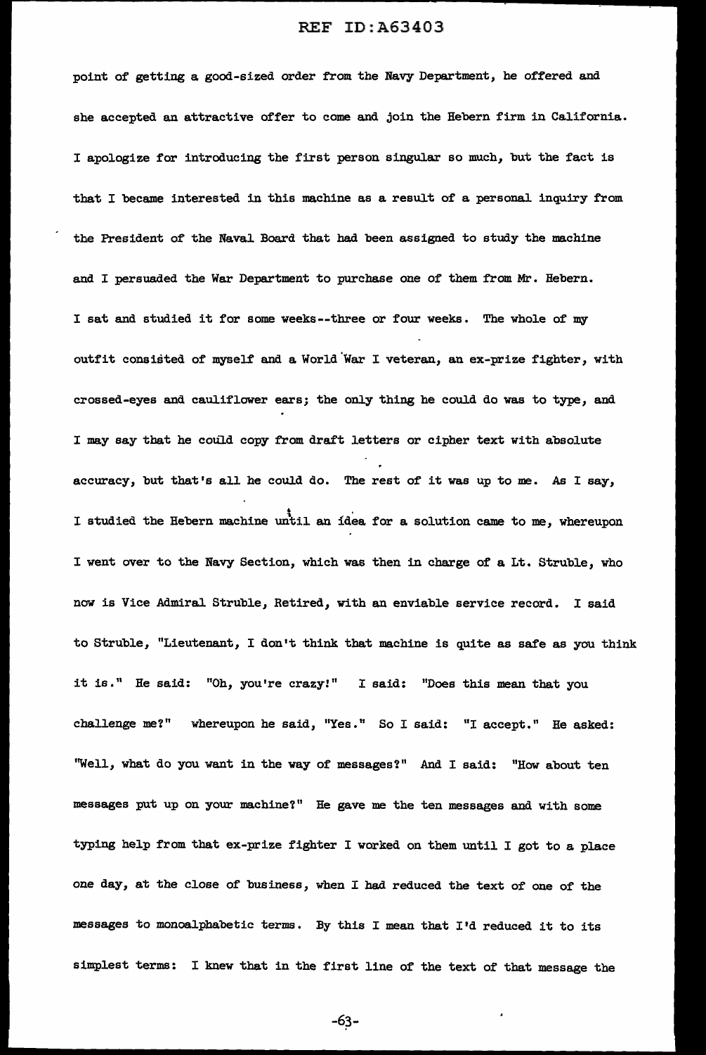point of getting a good-sized order from the Navy Department, he offered and she accepted an attractive offer to come and join the Hebern firm in California. I apologize for introducing the first person singular so much, but the fact is that I became interested in this machine as a result of a personal inquiry from the President of the Naval Board that had been assigned to study the machine and I persuaded the War Department to purchase one of them from Mr. Hebern. I sat and studied it for some weeks--three or four weeks. The whole of my outfit consisted of myself and a World War I veteran, an ex-prize fighter, with crossed-eyes and cauliflower ears; the only thing he could do was to type, and I may say that he could copy from draft letters or cipher text with absolute accuracy, but that's all he could do. The rest of it was up to me. As I say, I studied the Hebern machine until an idea for a solution came to me, whereupon I went over to the Navy Section, which was then in charge of a Lt. Struble, who now is Vice Admiral Struble, Retired, with an enviable service record. I said to Struble, "Lieutenant, I don't think that machine is quite as safe as you think it is." He said: "Oh, you're crazy!" I said: "Does this mean that you challenge me?" whereupon he said, "Yes." So I said: "I accept." He asked: "Well, what do you want in the way of messages?" And I said: "How about ten messages put up on your machine?" He gave me the ten messages and with some typing help from that ex-prize fighter I worked on them until I got to a place one day, at the close of business, when I had reduced the text of one of the messages to monoalphabetic terms. By this I mean that I'd reduced it to its simplest terms: I knew that in the first line of the text of that message the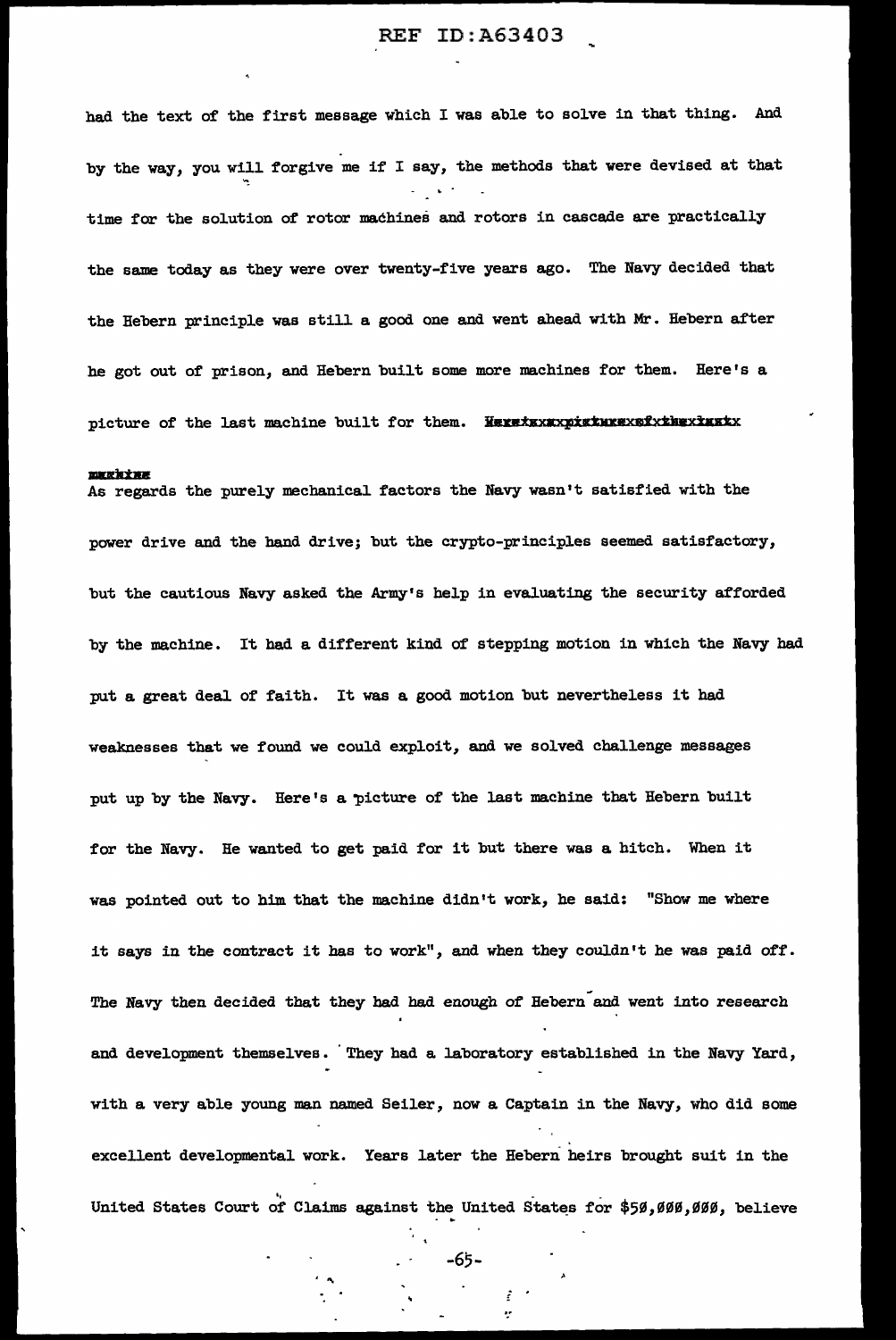had the text of the first message which I was able to solve in that thing. And by the way, you will forgive me if I say, the methods that were devised at that time for the solution of rotor machines and rotors in cascade are practically the same today as they were over twenty-five years ago. The Navy decided that the Hebern principle was still a good one and went ahead with Mr. Hebern after he got out of prison, and Hebern built some more machines for them. Here's a picture of the last machine built for them. Herextxxxpixturexofxthexlastx

machine
As regards the purely mechanical factors the Navy wasn't satisfied with the power drive and the hand drive; but the crypto-principles seemed satisfactory, but the cautious Navy asked the Army's help in evaluating the security afforded by the machine. It had a different kind of stepping motion in which the Navy had put a great deal of faith. It was a good motion but nevertheless it had weaknesses that we found we could exploit, and we solved challenge messages put up by the Navy. Here's a picture of the last machine that Hebern built for the Navy. He wanted to get paid for it but there was a hitch. When it was pointed out to him that the machine didn't work, he said: "Show me where it says in the contract it has to work", and when they couldn't he was paid off. The Navy then decided that they had had enough of Hebern and went into research and development themselves. They had a laboratory established in the Navy Yard, with a very able young man named Seiler, now a Captain in the Navy, who did some excellent developmental work. Years later the Hebern heirs brought suit in the United States Court of Claims against the United States for $50,000,000, believe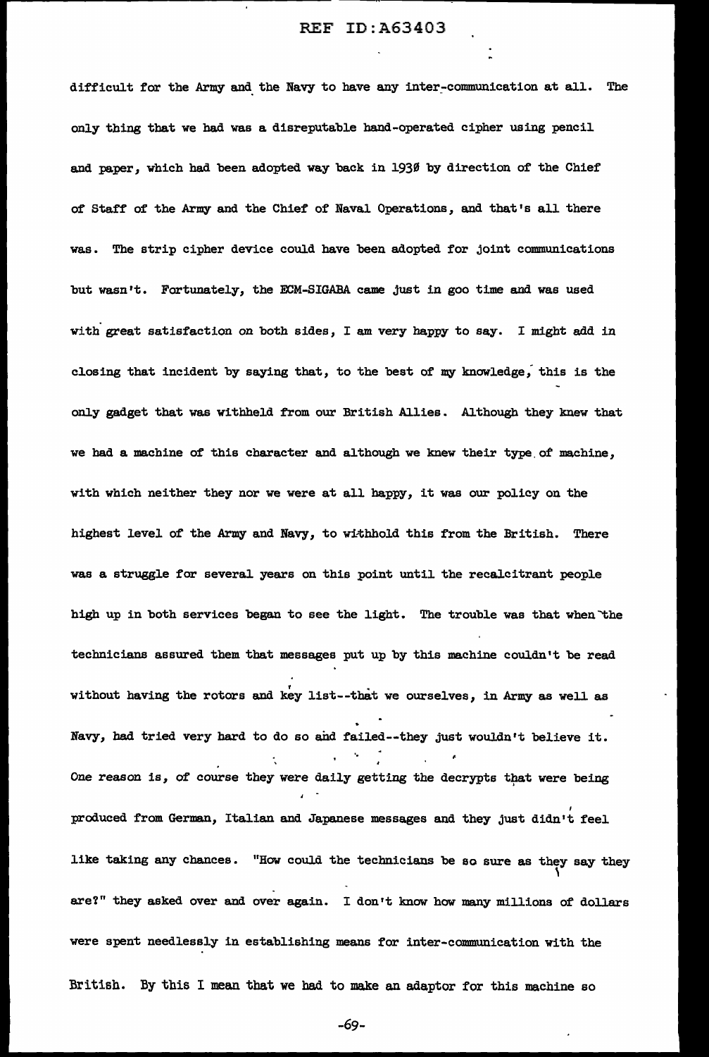difficult for the Army and the Navy to have any inter-communication at all. The only thing that we had was a disreputable hand-operated cipher using pencil and paper, which had been adopted way back in 1930 by direction of the Chief of Staff of the Army and the Chief of Naval Operations, and that's all there was. The strip cipher device could have been adopted for joint communications but wasn't. Fortunately, the ECM-SIGABA came just in goo time and was used with great satisfaction on both sides, I am very happy to say. I might add in closing that incident by saying that, to the best of my knowledge, this is the only gadget that was withheld from our British Allies. Although they knew that we had a machine of this character and although we knew their type of machine, with which neither they nor we were at all happy, it was our policy on the highest level of the Army and Navy, to withhold this from the British. There was a struggle for several years on this point until the recalcitrant people high up in both services began to see the light. The trouble was that when the technicians assured them that messages put up by this machine couldn't be read without having the rotors and key list--that we ourselves, in Army as well as Navy, had tried very hard to do so and failed--they just wouldn't believe it. One reason is, of course they were daily getting the decrypts that were being produced from German, Italian and Japanese messages and they just didn't feel like taking any chances. "How could the technicians be so sure as they say they are?" they asked over and over again. I don't know how many millions of dollars were spent needlessly in establishing means for inter-communication with the British. By this I mean that we had to make an adaptor for this machine so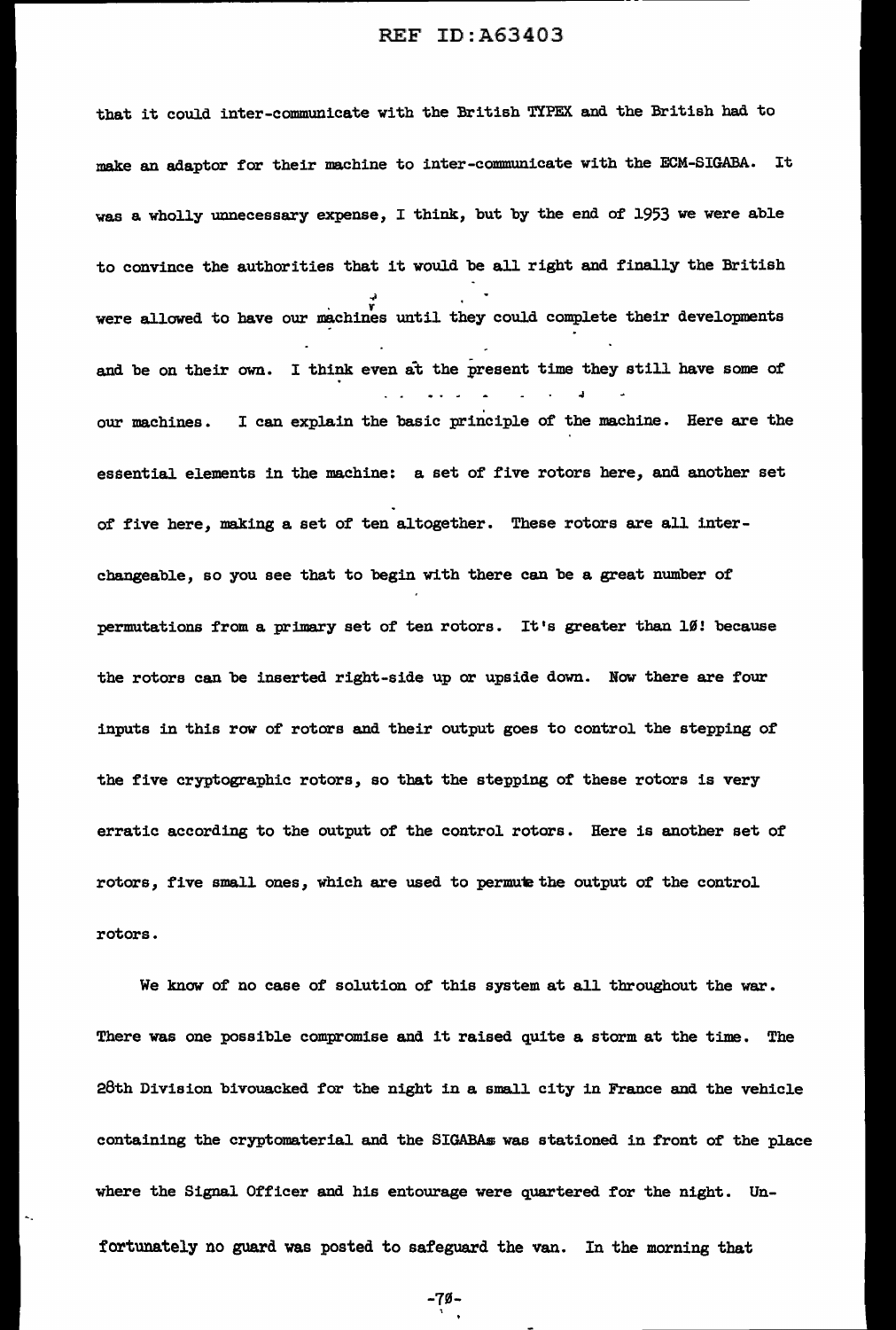that it could inter-communicate with the British TYPEX and the British had to make an adaptor for their machine to inter-communicate with the ECM-SIGABA. It was a wholly unnecessary expense, I think, but by the end of 1953 we were able to convince the authorities that it would be all right and finally the British were allowed to have our machines until they could complete their developments and be on their own. I think even at the present time they still have some of our machines. I can explain the basic principle of the machine. Here are the essential elements in the machine: a set of five rotors here, and another set of five here, making a set of ten altogether. These rotors are all interchangeable, so you see that to begin with there can be a great number of permutations from a primary set of ten rotors. It's greater than 10! because the rotors can be inserted right-side up or upside down. Now there are four inputs in this row of rotors and their output goes to control the stepping of the five cryptographic rotors, so that the stepping of these rotors is very erratic according to the output of the control rotors. Here is another set of rotors, five small ones, which are used to permute the output of the control rotors.

We know of no case of solution of this system at all throughout the war. There was one possible compromise and it raised quite a storm at the time. The 28th Division bivouacked for the night in a small city in France and the vehicle containing the cryptomaterial and the SIGABAs was stationed in front of the place where the Signal Officer and his entourage were quartered for the night. Unfortunately no guard was posted to safeguard the van. In the morning that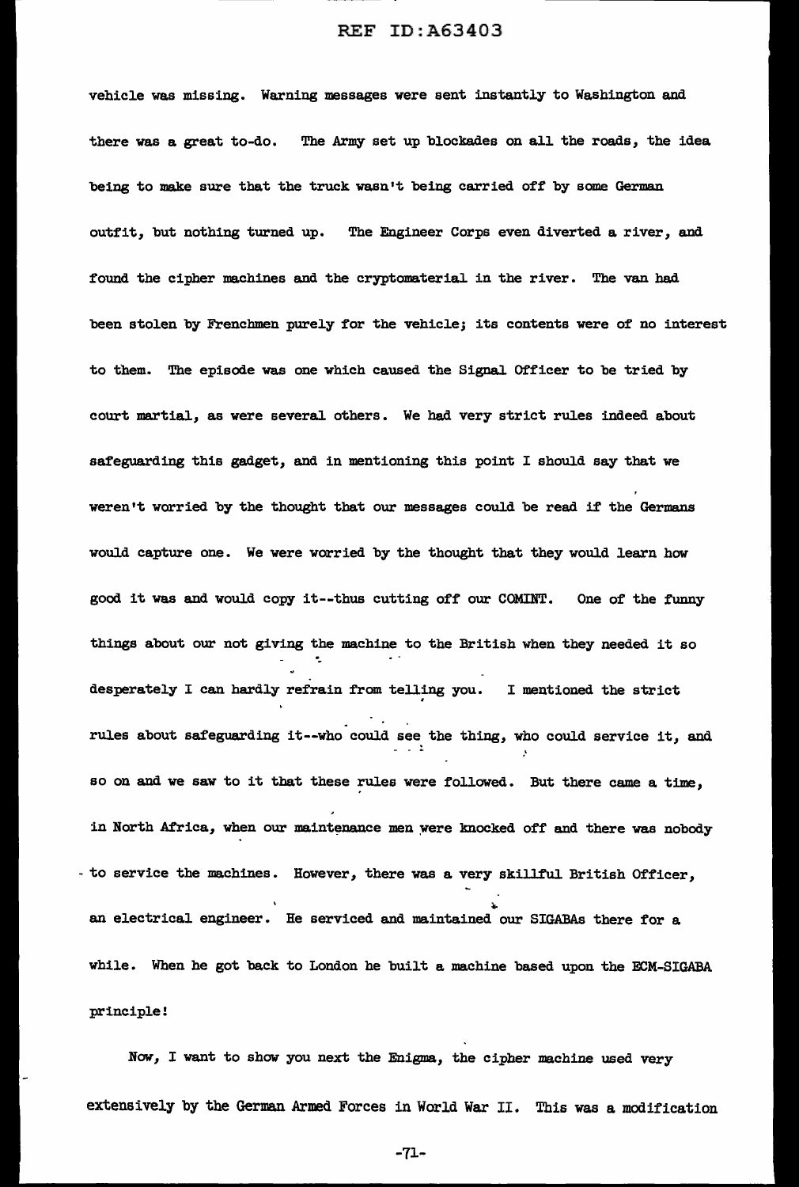vehicle was missing. Warning messages were sent instantly to Washington and there was a great to-do. The Army set up blockades on all the roads, the idea being to make sure that the truck wasn't being carried off by some German outfit, but nothing turned up. The Engineer Corps even diverted a river, and found the cipher machines and the cryptomaterial in the river. The van had been stolen by Frenchmen purely for the vehicle; its contents were of no interest to them. The episode was one which caused the Signal Officer to be tried by court martial, as were several others. We had very strict rules indeed about safeguarding this gadget, and in mentioning this point I should say that we weren't worried by the thought that our messages could be read if the Germans would capture one. We were worried by the thought that they would learn how good it was and would copy it--thus cutting off our COMINT. One of the funny things about our not giving the machine to the British when they needed it so desperately I can hardly refrain from telling you. I mentioned the strict rules about safeguarding it--who could see the thing, who could service it, and so on and we saw to it that these rules were followed. But there came a time, in North Africa, when our maintenance men were knocked off and there was nobody to service the machines. However, there was a very skillful British Officer, an electrical engineer. He serviced and maintained our SIGABAs there for a while. When he got back to London he built a machine based upon the ECM-SIGABA principle!

Now, I want to show you next the Enigma, the cipher machine used very extensively by the German Armed Forces in World War II. This was a modification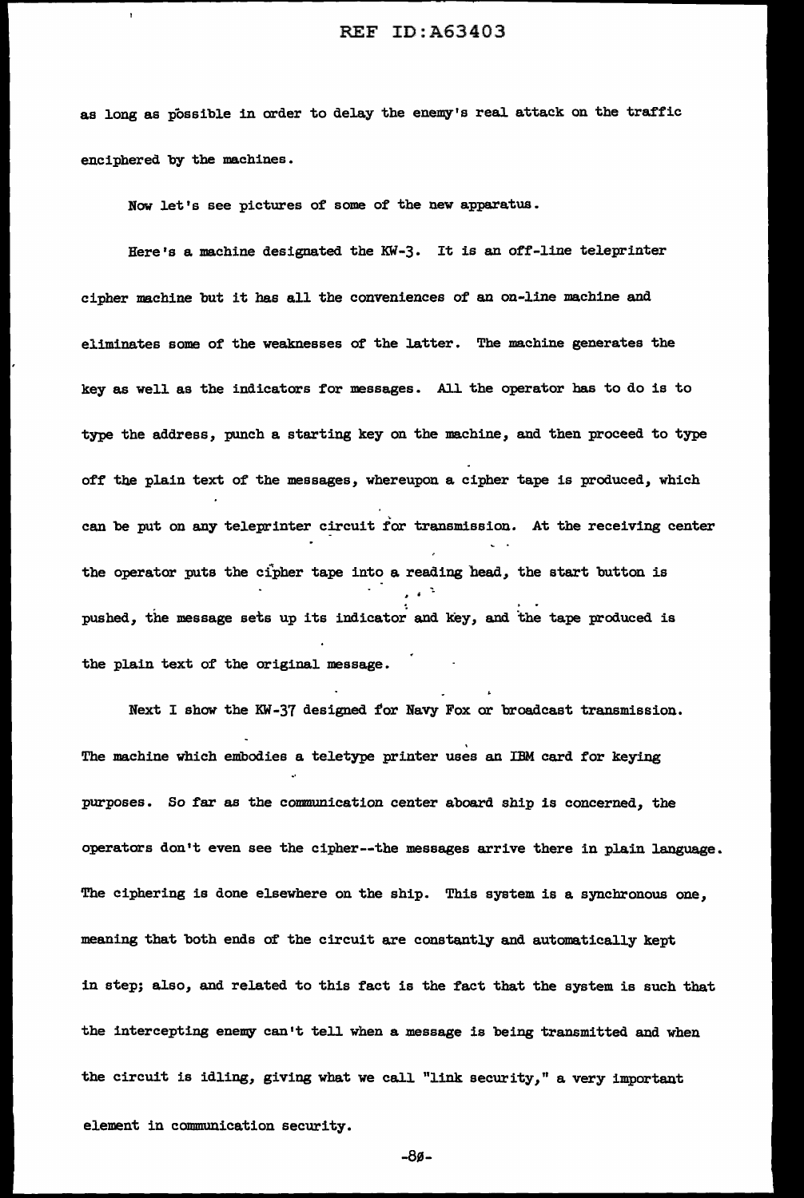as long as possible in order to delay the enemy's real attack on the traffic enciphered by the machines.

Now let's see pictures of some of the new apparatus.

Here's a machine designated the KW-3. It is an off-line teleprinter cipher machine but it has all the conveniences of an on-line machine and eliminates some of the weaknesses of the latter. The machine generates the key as well as the indicators for messages. All the operator has to do is to type the address, punch a starting key on the machine, and then proceed to type off the plain text of the messages, whereupon a cipher tape is produced, which can be put on any teleprinter circuit for transmission. At the receiving center the operator puts the cipher tape into a reading head, the start button is pushed, the message sets up its indicator and key, and the tape produced is the plain text of the original message.

Next I show the KW-37 designed for Navy Fox or broadcast transmission. The machine which embodies a teletype printer uses an IBM card for keying purposes. So far as the communication center aboard ship is concerned, the operators don't even see the cipher--the messages arrive there in plain language. The ciphering is done elsewhere on the ship. This system is a synchronous one, meaning that both ends of the circuit are constantly and automatically kept in step; also, and related to this fact is the fact that the system is such that the intercepting enemy can't tell when a message is being transmitted and when the circuit is idling, giving what we call "link security," a very important element in communication security.